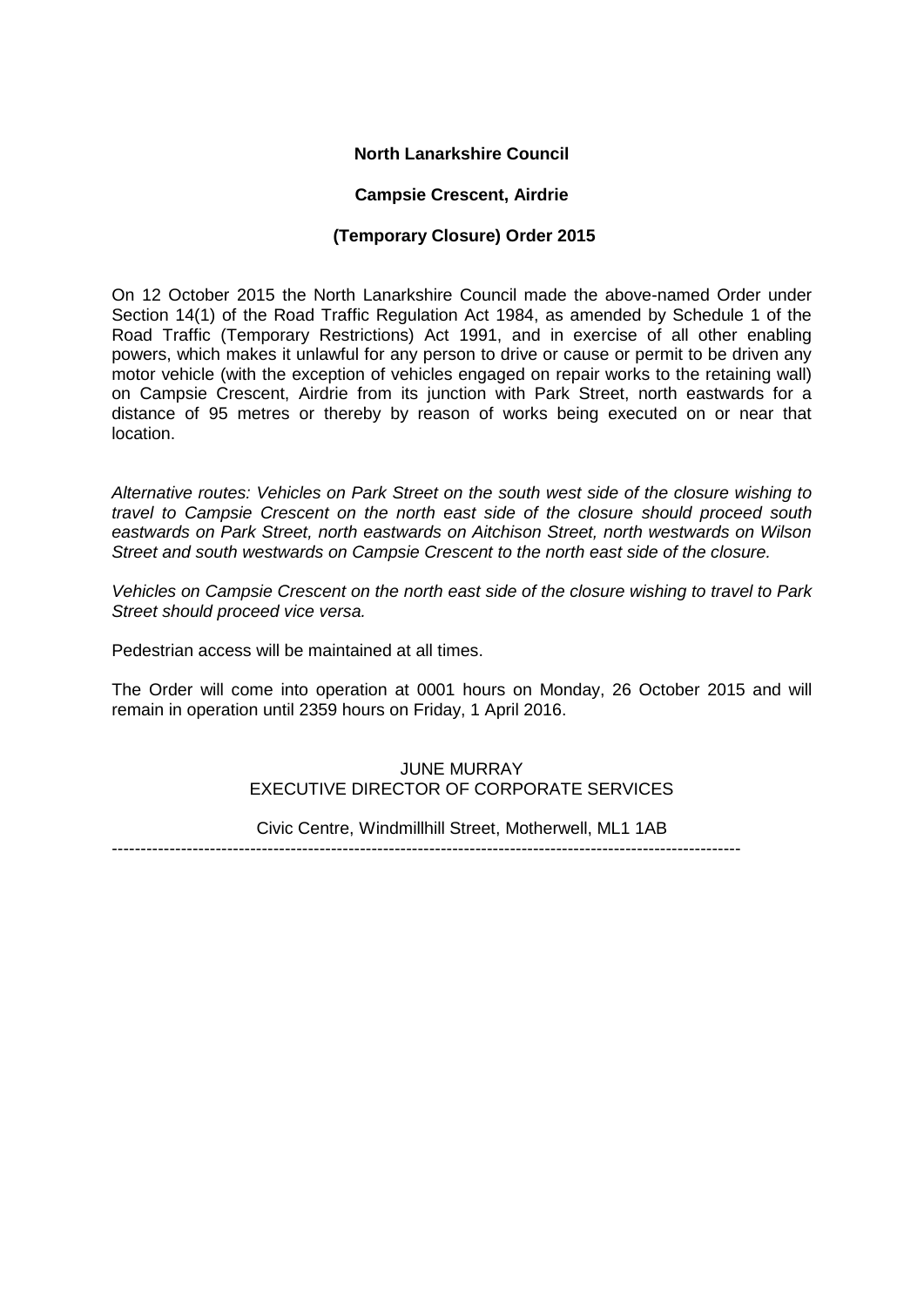**North Lanarkshire Council**

**Campsie Crescent, Airdrie**

**(Temporary Closure) Order 2015**

On 12 October 2015 the North Lanarkshire Council made the above-named Order under Section 14(1) of the Road Traffic Regulation Act 1984, as amended by Schedule 1 of the Road Traffic (Temporary Restrictions) Act 1991, and in exercise of all other enabling powers, which makes it unlawful for any person to drive or cause or permit to be driven any motor vehicle (with the exception of vehicles engaged on repair works to the retaining wall) on Campsie Crescent, Airdrie from its junction with Park Street, north eastwards for a distance of 95 metres or thereby by reason of works being executed on or near that location.

*Alternative routes: Vehicles on Park Street on the south west side of the closure wishing to travel to Campsie Crescent on the north east side of the closure should proceed south eastwards on Park Street, north eastwards on Aitchison Street, north westwards on Wilson Street and south westwards on Campsie Crescent to the north east side of the closure.*

*Vehicles on Campsie Crescent on the north east side of the closure wishing to travel to Park Street should proceed vice versa.*

Pedestrian access will be maintained at all times.

The Order will come into operation at 0001 hours on Monday, 26 October 2015 and will remain in operation until 2359 hours on Friday, 1 April 2016.

JUNE MURRAY
EXECUTIVE DIRECTOR OF CORPORATE SERVICES

Civic Centre, Windmillhill Street, Motherwell, ML1 1AB

---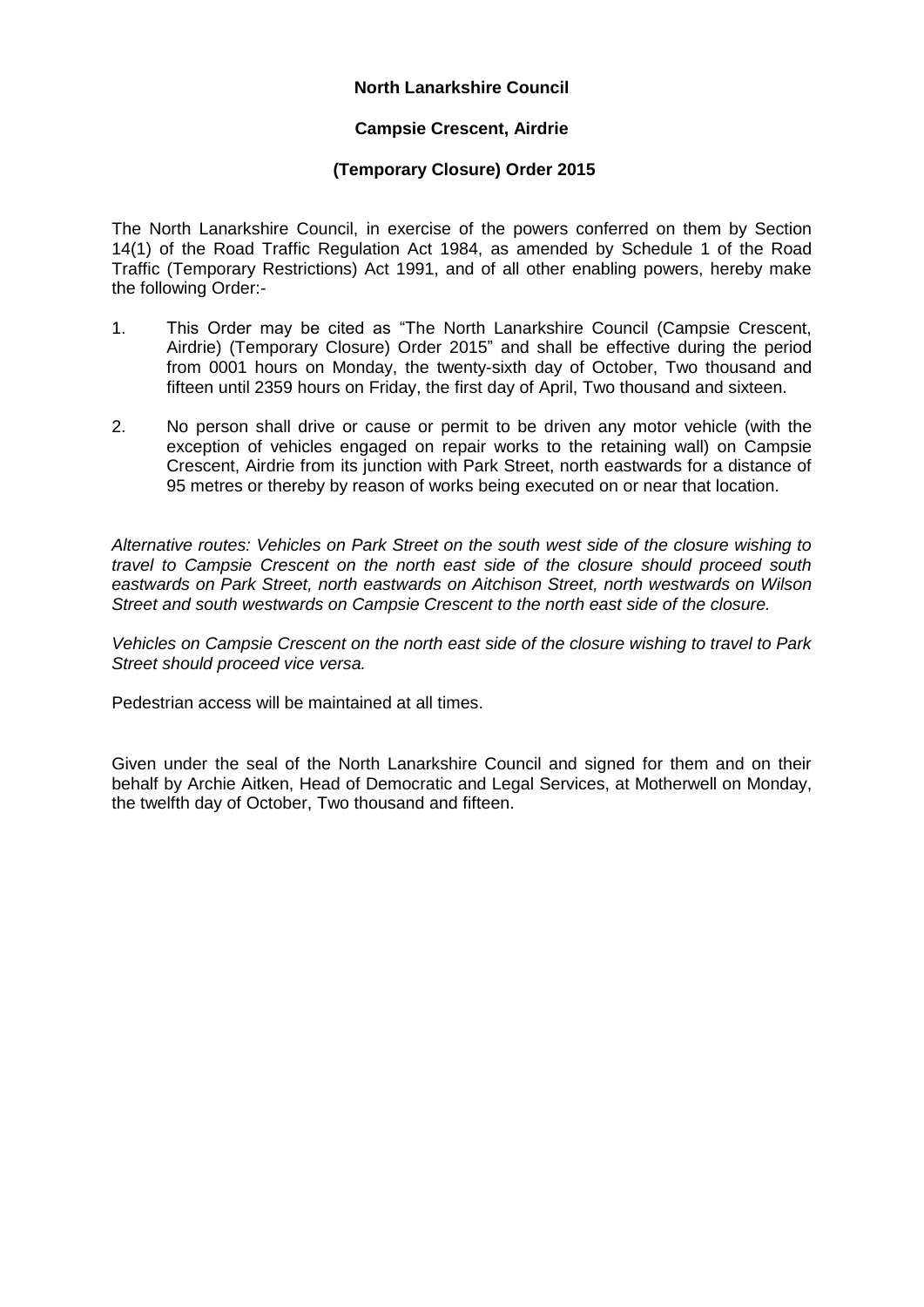**North Lanarkshire Council**

**Campsie Crescent, Airdrie**

**(Temporary Closure) Order 2015**

The North Lanarkshire Council, in exercise of the powers conferred on them by Section 14(1) of the Road Traffic Regulation Act 1984, as amended by Schedule 1 of the Road Traffic (Temporary Restrictions) Act 1991, and of all other enabling powers, hereby make the following Order:-

1. This Order may be cited as "The North Lanarkshire Council (Campsie Crescent, Airdrie) (Temporary Closure) Order 2015" and shall be effective during the period from 0001 hours on Monday, the twenty-sixth day of October, Two thousand and fifteen until 2359 hours on Friday, the first day of April, Two thousand and sixteen.

2. No person shall drive or cause or permit to be driven any motor vehicle (with the exception of vehicles engaged on repair works to the retaining wall) on Campsie Crescent, Airdrie from its junction with Park Street, north eastwards for a distance of 95 metres or thereby by reason of works being executed on or near that location.

*Alternative routes: Vehicles on Park Street on the south west side of the closure wishing to travel to Campsie Crescent on the north east side of the closure should proceed south eastwards on Park Street, north eastwards on Aitchison Street, north westwards on Wilson Street and south westwards on Campsie Crescent to the north east side of the closure.*

*Vehicles on Campsie Crescent on the north east side of the closure wishing to travel to Park Street should proceed vice versa.*

Pedestrian access will be maintained at all times.

Given under the seal of the North Lanarkshire Council and signed for them and on their behalf by Archie Aitken, Head of Democratic and Legal Services, at Motherwell on Monday, the twelfth day of October, Two thousand and fifteen.